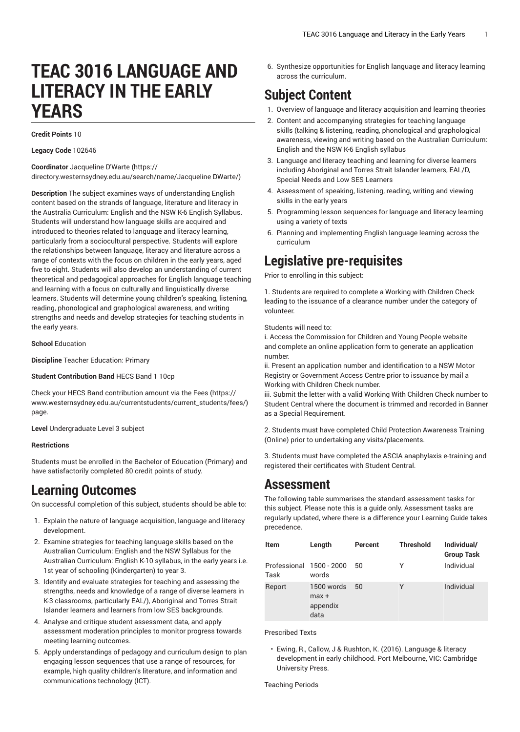# TEAC 3016 LANGUAGE AND LITERACY IN THE EARLY YEARS

**Credit Points** 10

**Legacy Code** 102646

**Coordinator** Jacqueline D'Warte (https://directory.westernsydney.edu.au/search/name/Jacqueline DWarte/)

**Description** The subject examines ways of understanding English content based on the strands of language, literature and literacy in the Australia Curriculum: English and the NSW K-6 English Syllabus. Students will understand how language skills are acquired and introduced to theories related to language and literacy learning, particularly from a sociocultural perspective. Students will explore the relationships between language, literacy and literature across a range of contexts with the focus on children in the early years, aged five to eight. Students will also develop an understanding of current theoretical and pedagogical approaches for English language teaching and learning with a focus on culturally and linguistically diverse learners. Students will determine young children's speaking, listening, reading, phonological and graphological awareness, and writing strengths and needs and develop strategies for teaching students in the early years.

**School** Education

**Discipline** Teacher Education: Primary

**Student Contribution Band** HECS Band 1 10cp

Check your HECS Band contribution amount via the Fees (https://www.westernsydney.edu.au/currentstudents/current_students/fees/) page.

**Level** Undergraduate Level 3 subject

**Restrictions**

Students must be enrolled in the Bachelor of Education (Primary) and have satisfactorily completed 80 credit points of study.

## Learning Outcomes

On successful completion of this subject, students should be able to:

1. Explain the nature of language acquisition, language and literacy development.
2. Examine strategies for teaching language skills based on the Australian Curriculum: English and the NSW Syllabus for the Australian Curriculum: English K-10 syllabus, in the early years i.e. 1st year of schooling (Kindergarten) to year 3.
3. Identify and evaluate strategies for teaching and assessing the strengths, needs and knowledge of a range of diverse learners in K-3 classrooms, particularly EAL/), Aboriginal and Torres Strait Islander learners and learners from low SES backgrounds.
4. Analyse and critique student assessment data, and apply assessment moderation principles to monitor progress towards meeting learning outcomes.
5. Apply understandings of pedagogy and curriculum design to plan engaging lesson sequences that use a range of resources, for example, high quality children's literature, and information and communications technology (ICT).
6. Synthesize opportunities for English language and literacy learning across the curriculum.

## Subject Content

1. Overview of language and literacy acquisition and learning theories
2. Content and accompanying strategies for teaching language skills (talking & listening, reading, phonological and graphological awareness, viewing and writing based on the Australian Curriculum: English and the NSW K-6 English syllabus
3. Language and literacy teaching and learning for diverse learners including Aboriginal and Torres Strait Islander learners, EAL/D, Special Needs and Low SES Learners
4. Assessment of speaking, listening, reading, writing and viewing skills in the early years
5. Programming lesson sequences for language and literacy learning using a variety of texts
6. Planning and implementing English language learning across the curriculum

## Legislative pre-requisites

Prior to enrolling in this subject:

1. Students are required to complete a Working with Children Check leading to the issuance of a clearance number under the category of volunteer.

Students will need to:
i. Access the Commission for Children and Young People website and complete an online application form to generate an application number.
ii. Present an application number and identification to a NSW Motor Registry or Government Access Centre prior to issuance by mail a Working with Children Check number.
iii. Submit the letter with a valid Working With Children Check number to Student Central where the document is trimmed and recorded in Banner as a Special Requirement.

2. Students must have completed Child Protection Awareness Training (Online) prior to undertaking any visits/placements.

3. Students must have completed the ASCIA anaphylaxis e-training and registered their certificates with Student Central.

## Assessment

The following table summarises the standard assessment tasks for this subject. Please note this is a guide only. Assessment tasks are regularly updated, where there is a difference your Learning Guide takes precedence.

| Item | Length | Percent | Threshold | Individual/ Group Task |
|---|---|---|---|---|
| Professional Task | 1500 - 2000 words | 50 | Y | Individual |
| Report | 1500 words max + appendix data | 50 | Y | Individual |

Prescribed Texts

- Ewing, R., Callow, J & Rushton, K. (2016). Language & literacy development in early childhood. Port Melbourne, VIC: Cambridge University Press.

Teaching Periods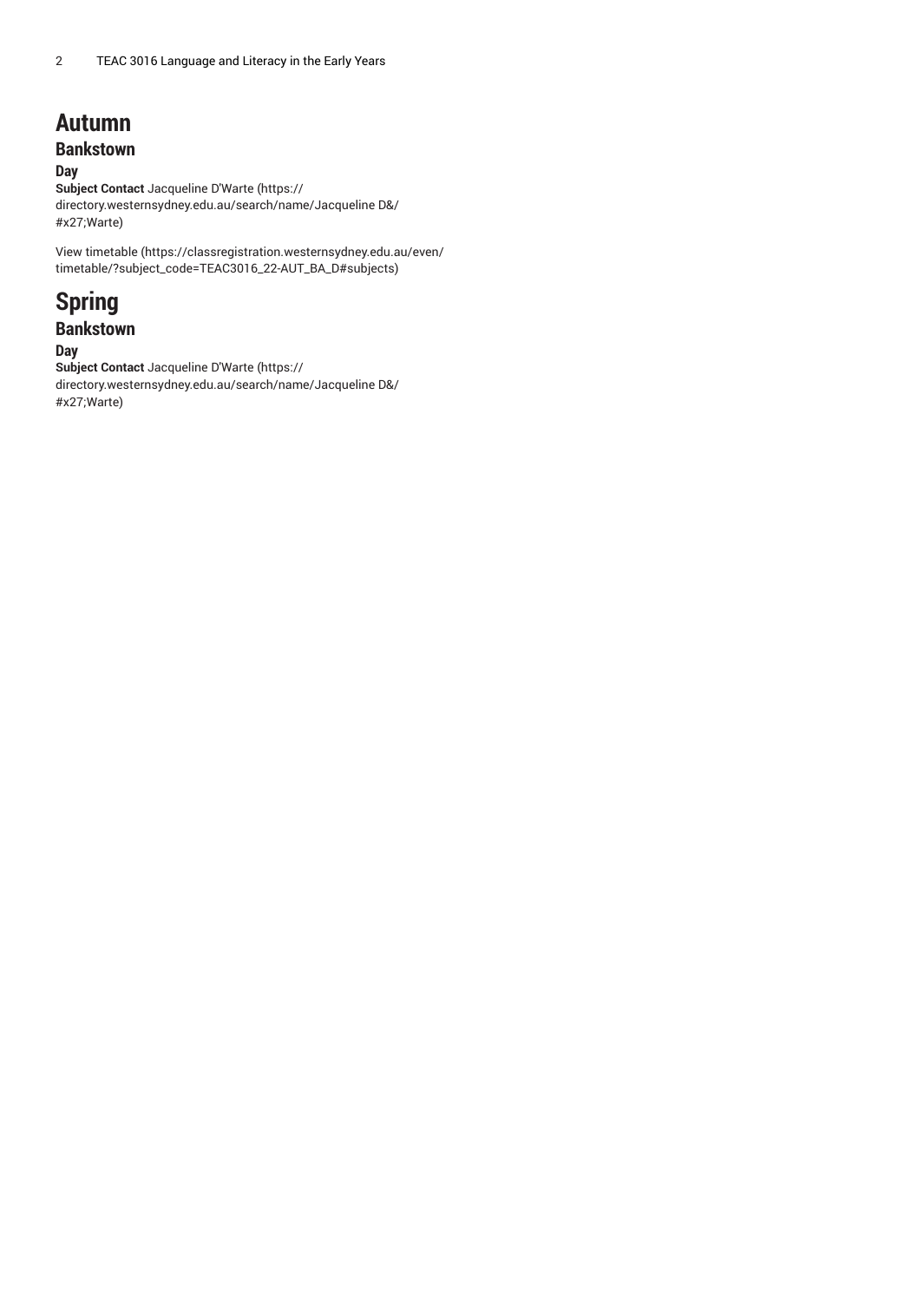# Autumn

## Bankstown

### Day

**Subject Contact** Jacqueline D'Warte (https://directory.westernsydney.edu.au/search/name/Jacqueline D&/#x27;Warte)

View timetable (https://classregistration.westernsydney.edu.au/even/timetable/?subject_code=TEAC3016_22-AUT_BA_D#subjects)

# Spring

## Bankstown

### Day

**Subject Contact** Jacqueline D'Warte (https://directory.westernsydney.edu.au/search/name/Jacqueline D&/#x27;Warte)